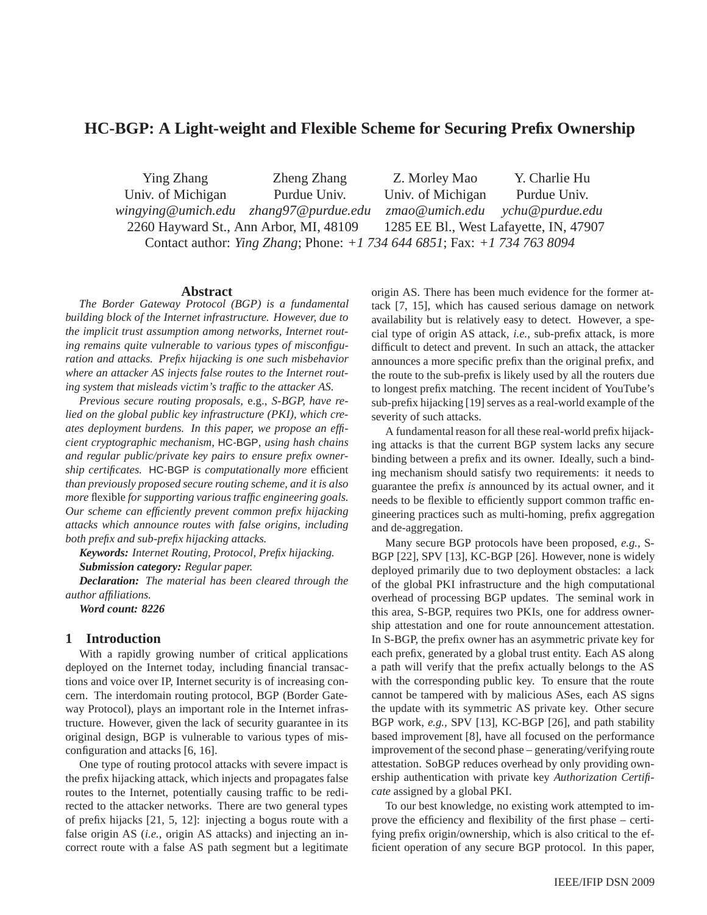# HC-BGP: A Light-weight and Flexible Scheme for Securing Prefix Ownership

Ying Zhang, Univ. of Michigan, *wingying@umich.edu*
Zheng Zhang, Purdue Univ., *zhang97@purdue.edu*
Z. Morley Mao, Univ. of Michigan, *zmao@umich.edu*
Y. Charlie Hu, Purdue Univ., *ychu@purdue.edu*

2260 Hayward St., Ann Arbor, MI, 48109 — 1285 EE Bl., West Lafayette, IN, 47907

Contact author: *Ying Zhang*; Phone: *+1 734 644 6851*; Fax: *+1 734 763 8094*

## Abstract

*The Border Gateway Protocol (BGP) is a fundamental building block of the Internet infrastructure. However, due to the implicit trust assumption among networks, Internet routing remains quite vulnerable to various types of misconfiguration and attacks. Prefix hijacking is one such misbehavior where an attacker AS injects false routes to the Internet routing system that misleads victim's traffic to the attacker AS.*

*Previous secure routing proposals,* e.g.*, S-BGP, have relied on the global public key infrastructure (PKI), which creates deployment burdens. In this paper, we propose an efficient cryptographic mechanism,* HC-BGP*, using hash chains and regular public/private key pairs to ensure prefix ownership certificates.* HC-BGP *is computationally more* efficient *than previously proposed secure routing scheme, and it is also more* flexible *for supporting various traffic engineering goals. Our scheme can efficiently prevent common prefix hijacking attacks which announce routes with false origins, including both prefix and sub-prefix hijacking attacks.*

***Keywords:*** *Internet Routing, Protocol, Prefix hijacking.*

***Submission category:*** *Regular paper.*

***Declaration:*** *The material has been cleared through the author affiliations.*

***Word count: 8226***

## 1 Introduction

With a rapidly growing number of critical applications deployed on the Internet today, including financial transactions and voice over IP, Internet security is of increasing concern. The interdomain routing protocol, BGP (Border Gateway Protocol), plays an important role in the Internet infrastructure. However, given the lack of security guarantee in its original design, BGP is vulnerable to various types of misconfiguration and attacks [6, 16].

One type of routing protocol attacks with severe impact is the prefix hijacking attack, which injects and propagates false routes to the Internet, potentially causing traffic to be redirected to the attacker networks. There are two general types of prefix hijacks [21, 5, 12]: injecting a bogus route with a false origin AS (*i.e.*, origin AS attacks) and injecting an incorrect route with a false AS path segment but a legitimate origin AS. There has been much evidence for the former attack [7, 15], which has caused serious damage on network availability but is relatively easy to detect. However, a special type of origin AS attack, *i.e.*, sub-prefix attack, is more difficult to detect and prevent. In such an attack, the attacker announces a more specific prefix than the original prefix, and the route to the sub-prefix is likely used by all the routers due to longest prefix matching. The recent incident of YouTube's sub-prefix hijacking [19] serves as a real-world example of the severity of such attacks.

A fundamental reason for all these real-world prefix hijacking attacks is that the current BGP system lacks any secure binding between a prefix and its owner. Ideally, such a binding mechanism should satisfy two requirements: it needs to guarantee the prefix *is* announced by its actual owner, and it needs to be flexible to efficiently support common traffic engineering practices such as multi-homing, prefix aggregation and de-aggregation.

Many secure BGP protocols have been proposed, *e.g.*, S-BGP [22], SPV [13], KC-BGP [26]. However, none is widely deployed primarily due to two deployment obstacles: a lack of the global PKI infrastructure and the high computational overhead of processing BGP updates. The seminal work in this area, S-BGP, requires two PKIs, one for address ownership attestation and one for route announcement attestation. In S-BGP, the prefix owner has an asymmetric private key for each prefix, generated by a global trust entity. Each AS along a path will verify that the prefix actually belongs to the AS with the corresponding public key. To ensure that the route cannot be tampered with by malicious ASes, each AS signs the update with its symmetric AS private key. Other secure BGP work, *e.g.*, SPV [13], KC-BGP [26], and path stability based improvement [8], have all focused on the performance improvement of the second phase – generating/verifying route attestation. SoBGP reduces overhead by only providing ownership authentication with private key *Authorization Certificate* assigned by a global PKI.

To our best knowledge, no existing work attempted to improve the efficiency and flexibility of the first phase – certifying prefix origin/ownership, which is also critical to the efficient operation of any secure BGP protocol. In this paper,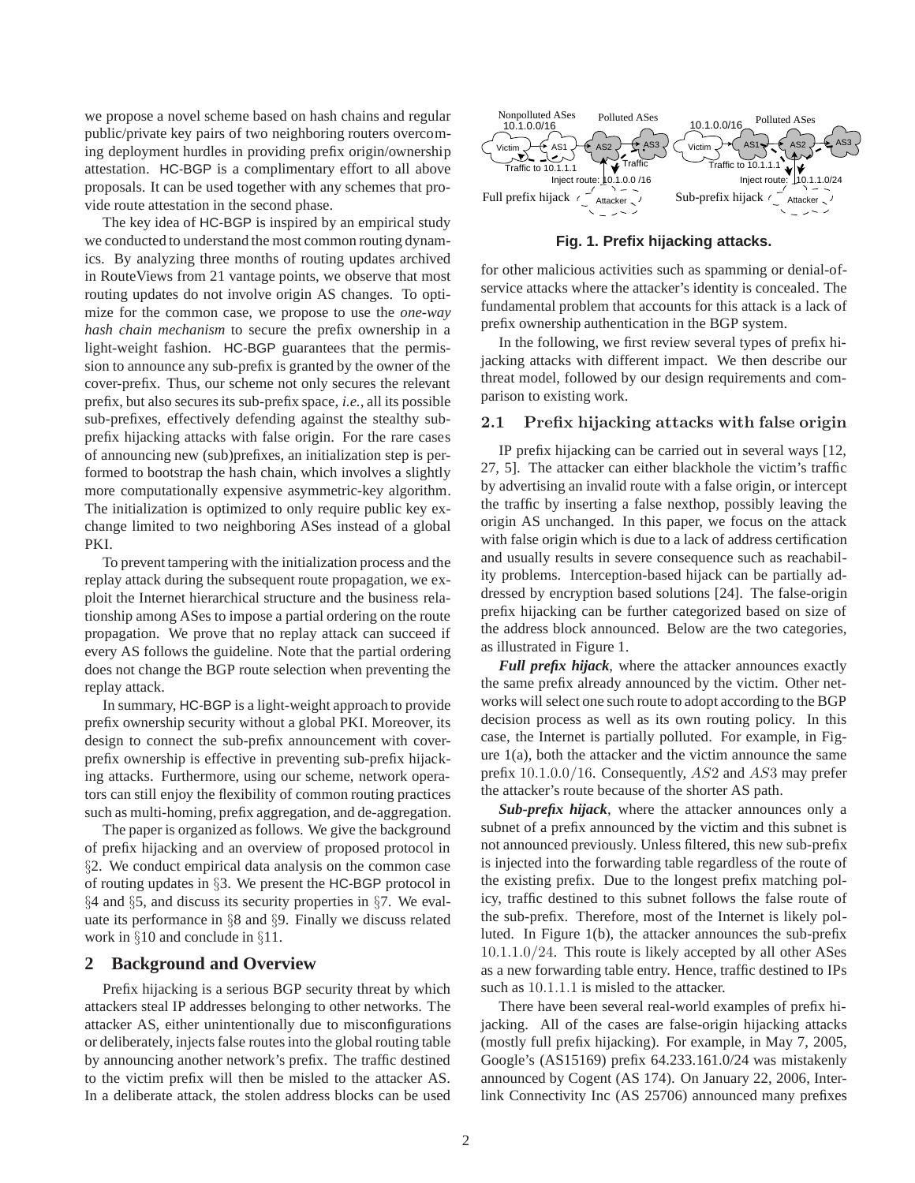we propose a novel scheme based on hash chains and regular public/private key pairs of two neighboring routers overcoming deployment hurdles in providing prefix origin/ownership attestation. HC-BGP is a complimentary effort to all above proposals. It can be used together with any schemes that provide route attestation in the second phase.

The key idea of HC-BGP is inspired by an empirical study we conducted to understand the most common routing dynamics. By analyzing three months of routing updates archived in RouteViews from 21 vantage points, we observe that most routing updates do not involve origin AS changes. To optimize for the common case, we propose to use the *one-way hash chain mechanism* to secure the prefix ownership in a light-weight fashion. HC-BGP guarantees that the permission to announce any sub-prefix is granted by the owner of the cover-prefix. Thus, our scheme not only secures the relevant prefix, but also secures its sub-prefix space, *i.e.,* all its possible sub-prefixes, effectively defending against the stealthy sub-prefix hijacking attacks with false origin. For the rare cases of announcing new (sub)prefixes, an initialization step is performed to bootstrap the hash chain, which involves a slightly more computationally expensive asymmetric-key algorithm. The initialization is optimized to only require public key exchange limited to two neighboring ASes instead of a global PKI.

To prevent tampering with the initialization process and the replay attack during the subsequent route propagation, we exploit the Internet hierarchical structure and the business relationship among ASes to impose a partial ordering on the route propagation. We prove that no replay attack can succeed if every AS follows the guideline. Note that the partial ordering does not change the BGP route selection when preventing the replay attack.

In summary, HC-BGP is a light-weight approach to provide prefix ownership security without a global PKI. Moreover, its design to connect the sub-prefix announcement with cover-prefix ownership is effective in preventing sub-prefix hijacking attacks. Furthermore, using our scheme, network operators can still enjoy the flexibility of common routing practices such as multi-homing, prefix aggregation, and de-aggregation.

The paper is organized as follows. We give the background of prefix hijacking and an overview of proposed protocol in §2. We conduct empirical data analysis on the common case of routing updates in §3. We present the HC-BGP protocol in §4 and §5, and discuss its security properties in §7. We evaluate its performance in §8 and §9. Finally we discuss related work in §10 and conclude in §11.

## 2 Background and Overview

Prefix hijacking is a serious BGP security threat by which attackers steal IP addresses belonging to other networks. The attacker AS, either unintentionally due to misconfigurations or deliberately, injects false routes into the global routing table by announcing another network's prefix. The traffic destined to the victim prefix will then be misled to the attacker AS. In a deliberate attack, the stolen address blocks can be used for other malicious activities such as spamming or denial-of-service attacks where the attacker's identity is concealed. The fundamental problem that accounts for this attack is a lack of prefix ownership authentication in the BGP system.

Nonpolluted ASes
10.1.0.0/16
Polluted ASes
Victim
AS1
AS2
AS3
Traffic to 10.1.1.1
Traffic
Inject route: 10.1.0.0 /16
Full prefix hijack
Attacker
10.1.0.0/16
Polluted ASes
Victim
AS1
AS2
AS3
Traffic to 10.1.1.1
Inject route: 10.1.1.0/24
Sub-prefix hijack
Attacker

**Fig. 1. Prefix hijacking attacks.**

In the following, we first review several types of prefix hijacking attacks with different impact. We then describe our threat model, followed by our design requirements and comparison to existing work.

### 2.1 Prefix hijacking attacks with false origin

IP prefix hijacking can be carried out in several ways [12, 27, 5]. The attacker can either blackhole the victim's traffic by advertising an invalid route with a false origin, or intercept the traffic by inserting a false nexthop, possibly leaving the origin AS unchanged. In this paper, we focus on the attack with false origin which is due to a lack of address certification and usually results in severe consequence such as reachability problems. Interception-based hijack can be partially addressed by encryption based solutions [24]. The false-origin prefix hijacking can be further categorized based on size of the address block announced. Below are the two categories, as illustrated in Figure 1.

***Full prefix hijack***, where the attacker announces exactly the same prefix already announced by the victim. Other networks will select one such route to adopt according to the BGP decision process as well as its own routing policy. In this case, the Internet is partially polluted. For example, in Figure 1(a), both the attacker and the victim announce the same prefix $10.1.0.0/16$. Consequently, $AS2$ and $AS3$ may prefer the attacker's route because of the shorter AS path.

***Sub-prefix hijack***, where the attacker announces only a subnet of a prefix announced by the victim and this subnet is not announced previously. Unless filtered, this new sub-prefix is injected into the forwarding table regardless of the route of the existing prefix. Due to the longest prefix matching policy, traffic destined to this subnet follows the false route of the sub-prefix. Therefore, most of the Internet is likely polluted. In Figure 1(b), the attacker announces the sub-prefix $10.1.1.0/24$. This route is likely accepted by all other ASes as a new forwarding table entry. Hence, traffic destined to IPs such as $10.1.1.1$ is misled to the attacker.

There have been several real-world examples of prefix hijacking. All of the cases are false-origin hijacking attacks (mostly full prefix hijacking). For example, in May 7, 2005, Google's (AS15169) prefix 64.233.161.0/24 was mistakenly announced by Cogent (AS 174). On January 22, 2006, Interlink Connectivity Inc (AS 25706) announced many prefixes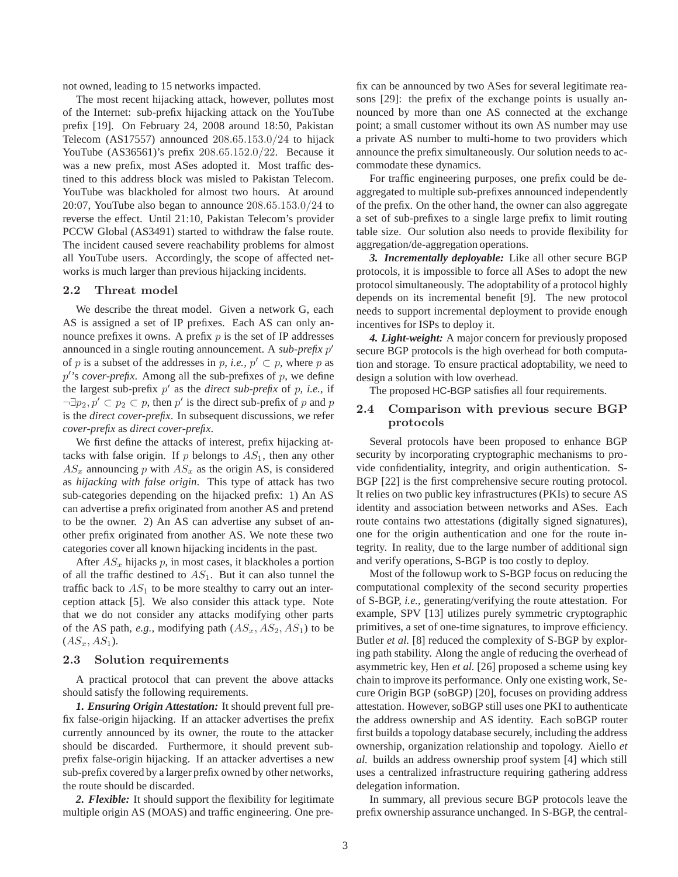not owned, leading to 15 networks impacted.

The most recent hijacking attack, however, pollutes most of the Internet: sub-prefix hijacking attack on the YouTube prefix [19]. On February 24, 2008 around 18:50, Pakistan Telecom (AS17557) announced $208.65.153.0/24$ to hijack YouTube (AS36561)'s prefix $208.65.152.0/22$. Because it was a new prefix, most ASes adopted it. Most traffic destined to this address block was misled to Pakistan Telecom. YouTube was blackholed for almost two hours. At around 20:07, YouTube also began to announce $208.65.153.0/24$ to reverse the effect. Until 21:10, Pakistan Telecom's provider PCCW Global (AS3491) started to withdraw the false route. The incident caused severe reachability problems for almost all YouTube users. Accordingly, the scope of affected networks is much larger than previous hijacking incidents.

## 2.2 Threat model

We describe the threat model. Given a network G, each AS is assigned a set of IP prefixes. Each AS can only announce prefixes it owns. A prefix $p$ is the set of IP addresses announced in a single routing announcement. A *sub-prefix* $p'$ of $p$ is a subset of the addresses in $p$, *i.e.*, $p' \subset p$, where $p$ as $p'$'s *cover-prefix*. Among all the sub-prefixes of $p$, we define the largest sub-prefix $p'$ as the *direct sub-prefix* of $p$, *i.e.*, if $\neg\exists p_2, p' \subset p_2 \subset p$, then $p'$ is the direct sub-prefix of $p$ and $p$ is the *direct cover-prefix*. In subsequent discussions, we refer *cover-prefix* as *direct cover-prefix*.

We first define the attacks of interest, prefix hijacking attacks with false origin. If $p$ belongs to $AS_1$, then any other $AS_x$ announcing $p$ with $AS_x$ as the origin AS, is considered as *hijacking with false origin*. This type of attack has two sub-categories depending on the hijacked prefix: 1) An AS can advertise a prefix originated from another AS and pretend to be the owner. 2) An AS can advertise any subset of another prefix originated from another AS. We note these two categories cover all known hijacking incidents in the past.

After $AS_x$ hijacks $p$, in most cases, it blackholes a portion of all the traffic destined to $AS_1$. But it can also tunnel the traffic back to $AS_1$ to be more stealthy to carry out an interception attack [5]. We also consider this attack type. Note that we do not consider any attacks modifying other parts of the AS path, *e.g.*, modifying path $(AS_x, AS_2, AS_1)$ to be $(AS_x, AS_1)$.

## 2.3 Solution requirements

A practical protocol that can prevent the above attacks should satisfy the following requirements.

***1. Ensuring Origin Attestation:*** It should prevent full prefix false-origin hijacking. If an attacker advertises the prefix currently announced by its owner, the route to the attacker should be discarded. Furthermore, it should prevent sub-prefix false-origin hijacking. If an attacker advertises a new sub-prefix covered by a larger prefix owned by other networks, the route should be discarded.

***2. Flexible:*** It should support the flexibility for legitimate multiple origin AS (MOAS) and traffic engineering. One prefix can be announced by two ASes for several legitimate reasons [29]: the prefix of the exchange points is usually announced by more than one AS connected at the exchange point; a small customer without its own AS number may use a private AS number to multi-home to two providers which announce the prefix simultaneously. Our solution needs to accommodate these dynamics.

For traffic engineering purposes, one prefix could be de-aggregated to multiple sub-prefixes announced independently of the prefix. On the other hand, the owner can also aggregate a set of sub-prefixes to a single large prefix to limit routing table size. Our solution also needs to provide flexibility for aggregation/de-aggregation operations.

***3. Incrementally deployable:*** Like all other secure BGP protocols, it is impossible to force all ASes to adopt the new protocol simultaneously. The adoptability of a protocol highly depends on its incremental benefit [9]. The new protocol needs to support incremental deployment to provide enough incentives for ISPs to deploy it.

***4. Light-weight:*** A major concern for previously proposed secure BGP protocols is the high overhead for both computation and storage. To ensure practical adoptability, we need to design a solution with low overhead.

The proposed HC-BGP satisfies all four requirements.

## 2.4 Comparison with previous secure BGP protocols

Several protocols have been proposed to enhance BGP security by incorporating cryptographic mechanisms to provide confidentiality, integrity, and origin authentication. S-BGP [22] is the first comprehensive secure routing protocol. It relies on two public key infrastructures (PKIs) to secure AS identity and association between networks and ASes. Each route contains two attestations (digitally signed signatures), one for the origin authentication and one for the route integrity. In reality, due to the large number of additional sign and verify operations, S-BGP is too costly to deploy.

Most of the followup work to S-BGP focus on reducing the computational complexity of the second security properties of S-BGP, *i.e.*, generating/verifying the route attestation. For example, SPV [13] utilizes purely symmetric cryptographic primitives, a set of one-time signatures, to improve efficiency. Butler *et al.* [8] reduced the complexity of S-BGP by exploring path stability. Along the angle of reducing the overhead of asymmetric key, Hen *et al.* [26] proposed a scheme using key chain to improve its performance. Only one existing work, Secure Origin BGP (soBGP) [20], focuses on providing address attestation. However, soBGP still uses one PKI to authenticate the address ownership and AS identity. Each soBGP router first builds a topology database securely, including the address ownership, organization relationship and topology. Aiello *et al.* builds an address ownership proof system [4] which still uses a centralized infrastructure requiring gathering address delegation information.

In summary, all previous secure BGP protocols leave the prefix ownership assurance unchanged. In S-BGP, the central-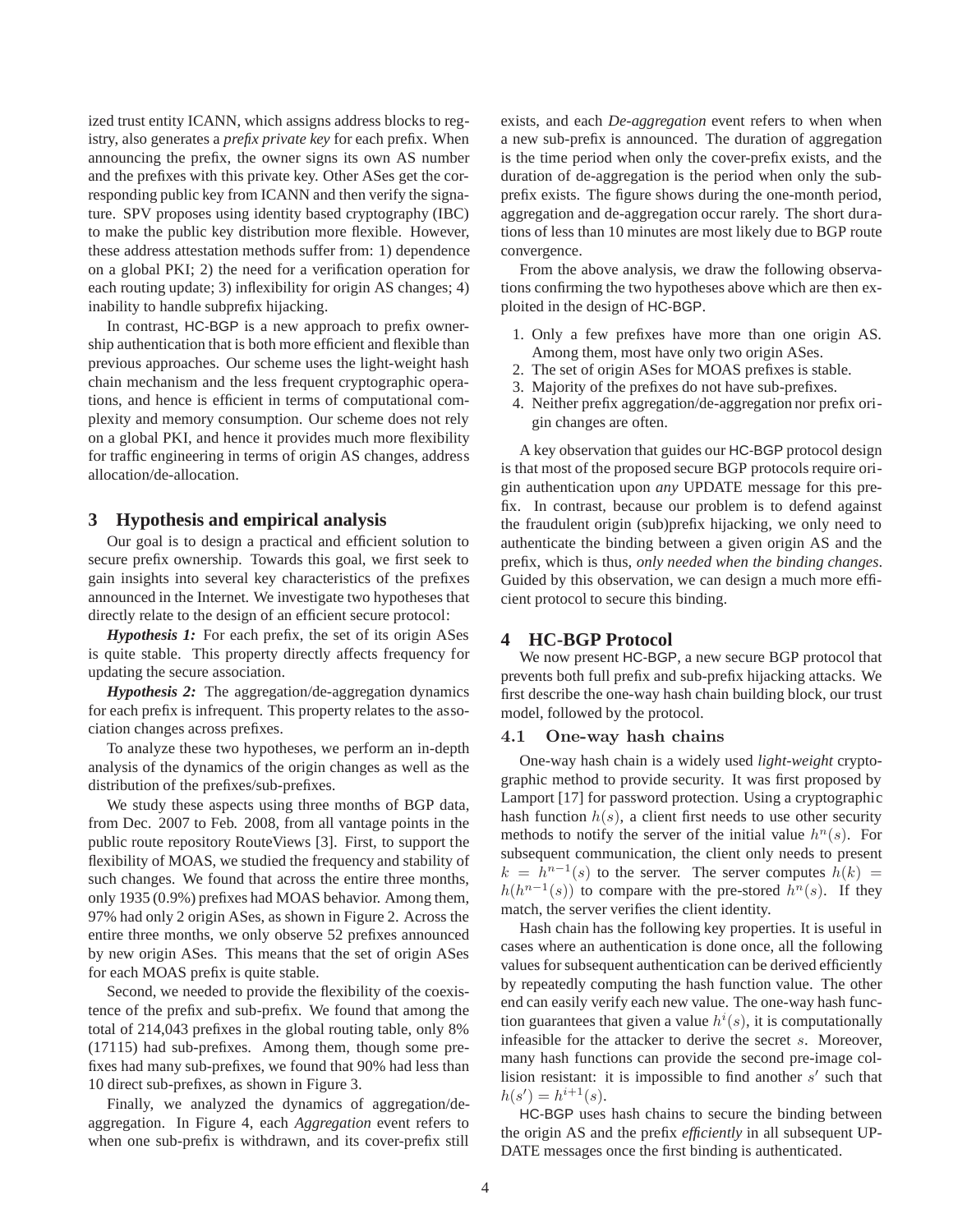ized trust entity ICANN, which assigns address blocks to registry, also generates a *prefix private key* for each prefix. When announcing the prefix, the owner signs its own AS number and the prefixes with this private key. Other ASes get the corresponding public key from ICANN and then verify the signature. SPV proposes using identity based cryptography (IBC) to make the public key distribution more flexible. However, these address attestation methods suffer from: 1) dependence on a global PKI; 2) the need for a verification operation for each routing update; 3) inflexibility for origin AS changes; 4) inability to handle subprefix hijacking.

In contrast, HC-BGP is a new approach to prefix ownership authentication that is both more efficient and flexible than previous approaches. Our scheme uses the light-weight hash chain mechanism and the less frequent cryptographic operations, and hence is efficient in terms of computational complexity and memory consumption. Our scheme does not rely on a global PKI, and hence it provides much more flexibility for traffic engineering in terms of origin AS changes, address allocation/de-allocation.

## 3 Hypothesis and empirical analysis

Our goal is to design a practical and efficient solution to secure prefix ownership. Towards this goal, we first seek to gain insights into several key characteristics of the prefixes announced in the Internet. We investigate two hypotheses that directly relate to the design of an efficient secure protocol:

***Hypothesis 1:*** For each prefix, the set of its origin ASes is quite stable. This property directly affects frequency for updating the secure association.

***Hypothesis 2:*** The aggregation/de-aggregation dynamics for each prefix is infrequent. This property relates to the association changes across prefixes.

To analyze these two hypotheses, we perform an in-depth analysis of the dynamics of the origin changes as well as the distribution of the prefixes/sub-prefixes.

We study these aspects using three months of BGP data, from Dec. 2007 to Feb. 2008, from all vantage points in the public route repository RouteViews [3]. First, to support the flexibility of MOAS, we studied the frequency and stability of such changes. We found that across the entire three months, only 1935 (0.9%) prefixes had MOAS behavior. Among them, 97% had only 2 origin ASes, as shown in Figure 2. Across the entire three months, we only observe 52 prefixes announced by new origin ASes. This means that the set of origin ASes for each MOAS prefix is quite stable.

Second, we needed to provide the flexibility of the coexistence of the prefix and sub-prefix. We found that among the total of 214,043 prefixes in the global routing table, only 8% (17115) had sub-prefixes. Among them, though some prefixes had many sub-prefixes, we found that 90% had less than 10 direct sub-prefixes, as shown in Figure 3.

Finally, we analyzed the dynamics of aggregation/de-aggregation. In Figure 4, each *Aggregation* event refers to when one sub-prefix is withdrawn, and its cover-prefix still exists, and each *De-aggregation* event refers to when when a new sub-prefix is announced. The duration of aggregation is the time period when only the cover-prefix exists, and the duration of de-aggregation is the period when only the sub-prefix exists. The figure shows during the one-month period, aggregation and de-aggregation occur rarely. The short durations of less than 10 minutes are most likely due to BGP route convergence.

From the above analysis, we draw the following observations confirming the two hypotheses above which are then exploited in the design of HC-BGP.

1. Only a few prefixes have more than one origin AS. Among them, most have only two origin ASes.
2. The set of origin ASes for MOAS prefixes is stable.
3. Majority of the prefixes do not have sub-prefixes.
4. Neither prefix aggregation/de-aggregation nor prefix origin changes are often.

A key observation that guides our HC-BGP protocol design is that most of the proposed secure BGP protocols require origin authentication upon *any* UPDATE message for this prefix. In contrast, because our problem is to defend against the fraudulent origin (sub)prefix hijacking, we only need to authenticate the binding between a given origin AS and the prefix, which is thus, *only needed when the binding changes*. Guided by this observation, we can design a much more efficient protocol to secure this binding.

## 4 HC-BGP Protocol

We now present HC-BGP, a new secure BGP protocol that prevents both full prefix and sub-prefix hijacking attacks. We first describe the one-way hash chain building block, our trust model, followed by the protocol.

### 4.1 One-way hash chains

One-way hash chain is a widely used *light-weight* cryptographic method to provide security. It was first proposed by Lamport [17] for password protection. Using a cryptographic hash function $h(s)$, a client first needs to use other security methods to notify the server of the initial value $h^n(s)$. For subsequent communication, the client only needs to present $k = h^{n-1}(s)$ to the server. The server computes $h(k) = h(h^{n-1}(s))$ to compare with the pre-stored $h^n(s)$. If they match, the server verifies the client identity.

Hash chain has the following key properties. It is useful in cases where an authentication is done once, all the following values for subsequent authentication can be derived efficiently by repeatedly computing the hash function value. The other end can easily verify each new value. The one-way hash function guarantees that given a value $h^i(s)$, it is computationally infeasible for the attacker to derive the secret $s$. Moreover, many hash functions can provide the second pre-image collision resistant: it is impossible to find another $s'$ such that $h(s') = h^{i+1}(s)$.

HC-BGP uses hash chains to secure the binding between the origin AS and the prefix *efficiently* in all subsequent UPDATE messages once the first binding is authenticated.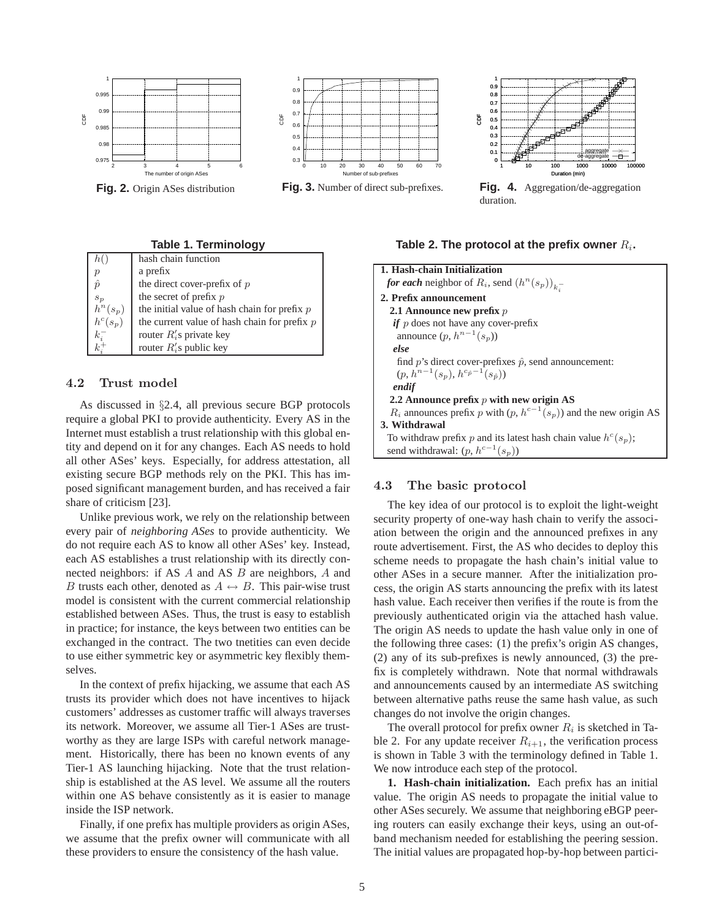**Fig. 2.** Origin ASes distribution

**Fig. 3.** Number of direct sub-prefixes.

**Fig. 4.** Aggregation/de-aggregation duration.

**Table 1. Terminology**

| | |
|---|---|
| $h()$ | hash chain function |
| $p$ | a prefix |
| $\hat{p}$ | the direct cover-prefix of $p$ |
| $s_p$ | the secret of prefix $p$ |
| $h^n(s_p)$ | the initial value of hash chain for prefix $p$ |
| $h^c(s_p)$ | the current value of hash chain for prefix $p$ |
| $k_i^-$ | router $R_i'$s private key |
| $k_i^+$ | router $R_i'$s public key |

### 4.2 Trust model

As discussed in §2.4, all previous secure BGP protocols require a global PKI to provide authenticity. Every AS in the Internet must establish a trust relationship with this global entity and depend on it for any changes. Each AS needs to hold all other ASes' keys. Especially, for address attestation, all existing secure BGP methods rely on the PKI. This has imposed significant management burden, and has received a fair share of criticism [23].

Unlike previous work, we rely on the relationship between every pair of *neighboring ASes* to provide authenticity. We do not require each AS to know all other ASes' key. Instead, each AS establishes a trust relationship with its directly connected neighbors: if AS $A$ and AS $B$ are neighbors, $A$ and $B$ trusts each other, denoted as $A \leftrightarrow B$. This pair-wise trust model is consistent with the current commercial relationship established between ASes. Thus, the trust is easy to establish in practice; for instance, the keys between two entities can be exchanged in the contract. The two tnetities can even decide to use either symmetric key or asymmetric key flexibly themselves.

In the context of prefix hijacking, we assume that each AS trusts its provider which does not have incentives to hijack customers' addresses as customer traffic will always traverses its network. Moreover, we assume all Tier-1 ASes are trustworthy as they are large ISPs with careful network management. Historically, there has been no known events of any Tier-1 AS launching hijacking. Note that the trust relationship is established at the AS level. We assume all the routers within one AS behave consistently as it is easier to manage inside the ISP network.

Finally, if one prefix has multiple providers as origin ASes, we assume that the prefix owner will communicate with all these providers to ensure the consistency of the hash value.

**Table 2. The protocol at the prefix owner $R_i$.**

**1. Hash-chain Initialization**
***for each*** neighbor of $R_i$, send $(h^n(s_p))_{k_i^-}$

**2. Prefix announcement**

**2.1 Announce new prefix $p$**
*if* $p$ does not have any cover-prefix
  announce $(p, h^{n-1}(s_p))$
*else*
  find $p$'s direct cover-prefixes $\hat{p}$, send announcement:
  $(p, h^{n-1}(s_p), h^{c_{\hat{p}}-1}(s_{\hat{p}}))$
*endif*

**2.2 Announce prefix $p$ with new origin AS**
$R_i$ announces prefix $p$ with $(p, h^{c-1}(s_p))$ and the new origin AS

**3. Withdrawal**
To withdraw prefix $p$ and its latest hash chain value $h^c(s_p)$;
send withdrawal: $(p, h^{c-1}(s_p))$

### 4.3 The basic protocol

The key idea of our protocol is to exploit the light-weight security property of one-way hash chain to verify the association between the origin and the announced prefixes in any route advertisement. First, the AS who decides to deploy this scheme needs to propagate the hash chain's initial value to other ASes in a secure manner. After the initialization process, the origin AS starts announcing the prefix with its latest hash value. Each receiver then verifies if the route is from the previously authenticated origin via the attached hash value. The origin AS needs to update the hash value only in one of the following three cases: (1) the prefix's origin AS changes, (2) any of its sub-prefixes is newly announced, (3) the prefix is completely withdrawn. Note that normal withdrawals and announcements caused by an intermediate AS switching between alternative paths reuse the same hash value, as such changes do not involve the origin changes.

The overall protocol for prefix owner $R_i$ is sketched in Table 2. For any update receiver $R_{i+1}$, the verification process is shown in Table 3 with the terminology defined in Table 1. We now introduce each step of the protocol.

**1. Hash-chain initialization.** Each prefix has an initial value. The origin AS needs to propagate the initial value to other ASes securely. We assume that neighboring eBGP peering routers can easily exchange their keys, using an out-of-band mechanism needed for establishing the peering session. The initial values are propagated hop-by-hop between partici-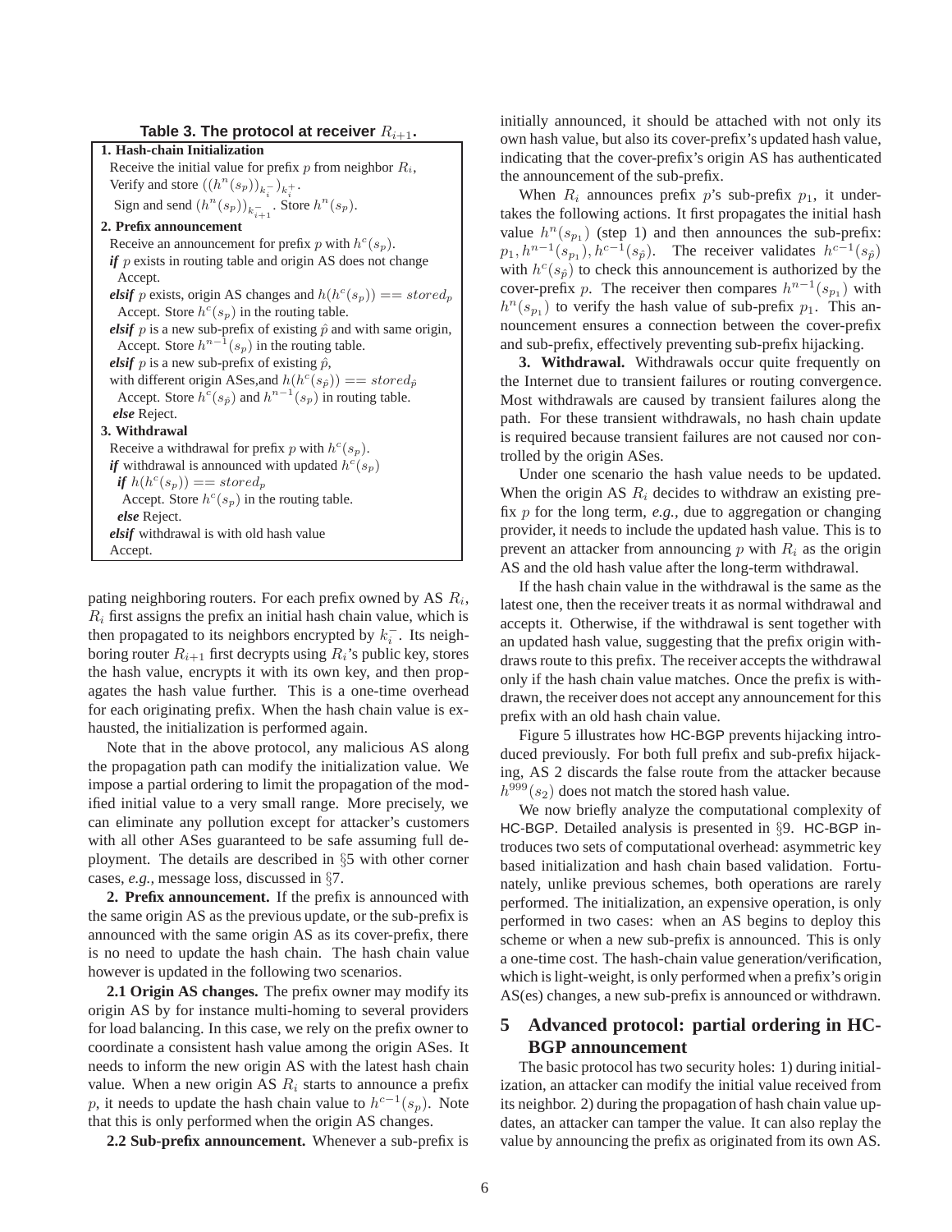**Table 3. The protocol at receiver $R_{i+1}$.**

**1. Hash-chain Initialization**
Receive the initial value for prefix $p$ from neighbor $R_i$,
Verify and store $((h^n(s_p))_{k_i^-})_{k_i^+}$.
Sign and send $(h^n(s_p))_{k_{i+1}^-}$. Store $h^n(s_p)$.

**2. Prefix announcement**
Receive an announcement for prefix $p$ with $h^c(s_p)$.
***if*** $p$ exists in routing table and origin AS does not change
  Accept.
***elsif*** $p$ exists, origin AS changes and $h(h^c(s_p)) == stored_p$
  Accept. Store $h^c(s_p)$ in the routing table.
***elsif*** $p$ is a new sub-prefix of existing $\hat{p}$ and with same origin,
  Accept. Store $h^{n-1}(s_p)$ in the routing table.
***elsif*** $p$ is a new sub-prefix of existing $\hat{p}$,
with different origin ASes,and $h(h^c(s_{\hat{p}})) == stored_{\hat{p}}$
  Accept. Store $h^c(s_{\hat{p}})$ and $h^{n-1}(s_p)$ in routing table.
 ***else*** Reject.

**3. Withdrawal**
Receive a withdrawal for prefix $p$ with $h^c(s_p)$.
***if*** withdrawal is announced with updated $h^c(s_p)$
 ***if*** $h(h^c(s_p)) == stored_p$
  Accept. Store $h^c(s_p)$ in the routing table.
 ***else*** Reject.
***elsif*** withdrawal is with old hash value
 Accept.

pating neighboring routers. For each prefix owned by AS $R_i$, $R_i$ first assigns the prefix an initial hash chain value, which is then propagated to its neighbors encrypted by $k_i^-$. Its neighboring router $R_{i+1}$ first decrypts using $R_i$'s public key, stores the hash value, encrypts it with its own key, and then propagates the hash value further. This is a one-time overhead for each originating prefix. When the hash chain value is exhausted, the initialization is performed again.

Note that in the above protocol, any malicious AS along the propagation path can modify the initialization value. We impose a partial ordering to limit the propagation of the modified initial value to a very small range. More precisely, we can eliminate any pollution except for attacker's customers with all other ASes guaranteed to be safe assuming full deployment. The details are described in §5 with other corner cases, *e.g.*, message loss, discussed in §7.

**2. Prefix announcement.** If the prefix is announced with the same origin AS as the previous update, or the sub-prefix is announced with the same origin AS as its cover-prefix, there is no need to update the hash chain. The hash chain value however is updated in the following two scenarios.

**2.1 Origin AS changes.** The prefix owner may modify its origin AS by for instance multi-homing to several providers for load balancing. In this case, we rely on the prefix owner to coordinate a consistent hash value among the origin ASes. It needs to inform the new origin AS with the latest hash chain value. When a new origin AS $R_i$ starts to announce a prefix $p$, it needs to update the hash chain value to $h^{c-1}(s_p)$. Note that this is only performed when the origin AS changes.

**2.2 Sub-prefix announcement.** Whenever a sub-prefix is initially announced, it should be attached with not only its own hash value, but also its cover-prefix's updated hash value, indicating that the cover-prefix's origin AS has authenticated the announcement of the sub-prefix.

When $R_i$ announces prefix $p$'s sub-prefix $p_1$, it undertakes the following actions. It first propagates the initial hash value $h^n(s_{p_1})$ (step 1) and then announces the sub-prefix: $p_1, h^{n-1}(s_{p_1}), h^{c-1}(s_{\hat{p}})$. The receiver validates $h^{c-1}(s_{\hat{p}})$ with $h^c(s_{\hat{p}})$ to check this announcement is authorized by the cover-prefix $p$. The receiver then compares $h^{n-1}(s_{p_1})$ with $h^n(s_{p_1})$ to verify the hash value of sub-prefix $p_1$. This announcement ensures a connection between the cover-prefix and sub-prefix, effectively preventing sub-prefix hijacking.

**3. Withdrawal.** Withdrawals occur quite frequently on the Internet due to transient failures or routing convergence. Most withdrawals are caused by transient failures along the path. For these transient withdrawals, no hash chain update is required because transient failures are not caused nor controlled by the origin ASes.

Under one scenario the hash value needs to be updated. When the origin AS $R_i$ decides to withdraw an existing prefix $p$ for the long term, *e.g.*, due to aggregation or changing provider, it needs to include the updated hash value. This is to prevent an attacker from announcing $p$ with $R_i$ as the origin AS and the old hash value after the long-term withdrawal.

If the hash chain value in the withdrawal is the same as the latest one, then the receiver treats it as normal withdrawal and accepts it. Otherwise, if the withdrawal is sent together with an updated hash value, suggesting that the prefix origin withdraws route to this prefix. The receiver accepts the withdrawal only if the hash chain value matches. Once the prefix is withdrawn, the receiver does not accept any announcement for this prefix with an old hash chain value.

Figure 5 illustrates how HC-BGP prevents hijacking introduced previously. For both full prefix and sub-prefix hijacking, AS 2 discards the false route from the attacker because $h^{999}(s_2)$ does not match the stored hash value.

We now briefly analyze the computational complexity of HC-BGP. Detailed analysis is presented in §9. HC-BGP introduces two sets of computational overhead: asymmetric key based initialization and hash chain based validation. Fortunately, unlike previous schemes, both operations are rarely performed. The initialization, an expensive operation, is only performed in two cases: when an AS begins to deploy this scheme or when a new sub-prefix is announced. This is only a one-time cost. The hash-chain value generation/verification, which is light-weight, is only performed when a prefix's origin AS(es) changes, a new sub-prefix is announced or withdrawn.

## 5 Advanced protocol: partial ordering in HC-BGP announcement

The basic protocol has two security holes: 1) during initialization, an attacker can modify the initial value received from its neighbor. 2) during the propagation of hash chain value updates, an attacker can tamper the value. It can also replay the value by announcing the prefix as originated from its own AS.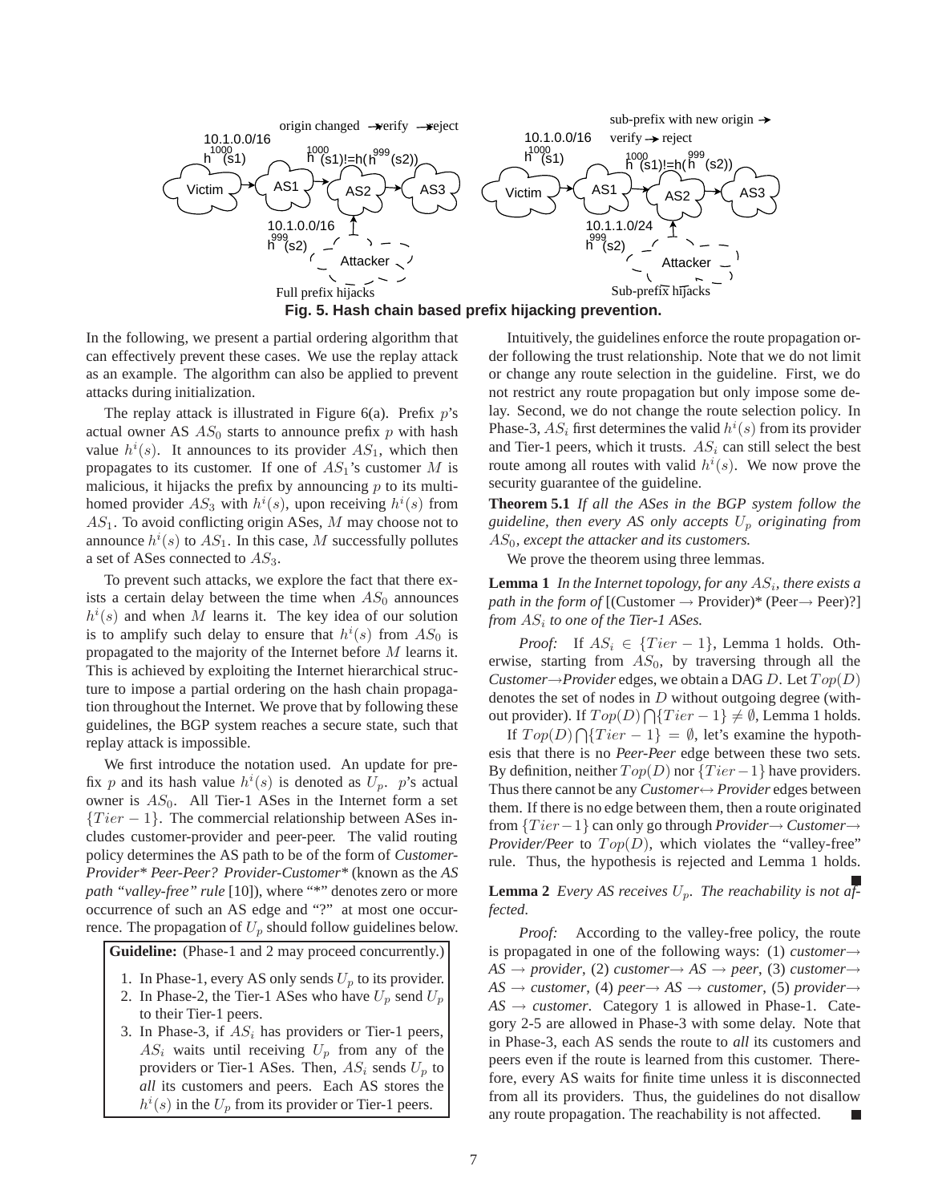Fig. 5. Hash chain based prefix hijacking prevention.

In the following, we present a partial ordering algorithm that can effectively prevent these cases. We use the replay attack as an example. The algorithm can also be applied to prevent attacks during initialization.

The replay attack is illustrated in Figure 6(a). Prefix $p$'s actual owner AS $AS_0$ starts to announce prefix $p$ with hash value $h^i(s)$. It announces to its provider $AS_1$, which then propagates to its customer. If one of $AS_1$'s customer $M$ is malicious, it hijacks the prefix by announcing $p$ to its multi-homed provider $AS_3$ with $h^i(s)$, upon receiving $h^i(s)$ from $AS_1$. To avoid conflicting origin ASes, $M$ may choose not to announce $h^i(s)$ to $AS_1$. In this case, $M$ successfully pollutes a set of ASes connected to $AS_3$.

To prevent such attacks, we explore the fact that there exists a certain delay between the time when $AS_0$ announces $h^i(s)$ and when $M$ learns it. The key idea of our solution is to amplify such delay to ensure that $h^i(s)$ from $AS_0$ is propagated to the majority of the Internet before $M$ learns it. This is achieved by exploiting the Internet hierarchical structure to impose a partial ordering on the hash chain propagation throughout the Internet. We prove that by following these guidelines, the BGP system reaches a secure state, such that replay attack is impossible.

We first introduce the notation used. An update for prefix $p$ and its hash value $h^i(s)$ is denoted as $U_p$. $p$'s actual owner is $AS_0$. All Tier-1 ASes in the Internet form a set $\{Tier-1\}$. The commercial relationship between ASes includes customer-provider and peer-peer. The valid routing policy determines the AS path to be of the form of *Customer-Provider\* Peer-Peer? Provider-Customer\** (known as the *AS path "valley-free" rule* [10]), where "*" denotes zero or more occurrence of such an AS edge and "?" at most one occurrence. The propagation of $U_p$ should follow guidelines below.

**Guideline:** (Phase-1 and 2 may proceed concurrently.)

1. In Phase-1, every AS only sends $U_p$ to its provider.
2. In Phase-2, the Tier-1 ASes who have $U_p$ send $U_p$ to their Tier-1 peers.
3. In Phase-3, if $AS_i$ has providers or Tier-1 peers, $AS_i$ waits until receiving $U_p$ from any of the providers or Tier-1 ASes. Then, $AS_i$ sends $U_p$ to *all* its customers and peers. Each AS stores the $h^i(s)$ in the $U_p$ from its provider or Tier-1 peers.

Intuitively, the guidelines enforce the route propagation order following the trust relationship. Note that we do not limit or change any route selection in the guideline. First, we do not restrict any route propagation but only impose some delay. Second, we do not change the route selection policy. In Phase-3, $AS_i$ first determines the valid $h^i(s)$ from its provider and Tier-1 peers, which it trusts. $AS_i$ can still select the best route among all routes with valid $h^i(s)$. We now prove the security guarantee of the guideline.

**Theorem 5.1** *If all the ASes in the BGP system follow the guideline, then every AS only accepts $U_p$ originating from $AS_0$, except the attacker and its customers.*

We prove the theorem using three lemmas.

**Lemma 1** *In the Internet topology, for any $AS_i$, there exists a path in the form of* [(Customer → Provider)\* (Peer→ Peer)?] *from $AS_i$ to one of the Tier-1 ASes.*

*Proof:* If $AS_i \in \{Tier-1\}$, Lemma 1 holds. Otherwise, starting from $AS_0$, by traversing through all the *Customer→Provider* edges, we obtain a DAG $D$. Let $Top(D)$ denotes the set of nodes in $D$ without outgoing degree (without provider). If $Top(D) \bigcap \{Tier-1\} \neq \emptyset$, Lemma 1 holds.

If $Top(D) \bigcap \{Tier-1\} = \emptyset$, let's examine the hypothesis that there is no *Peer-Peer* edge between these two sets. By definition, neither $Top(D)$ nor $\{Tier-1\}$ have providers. Thus there cannot be any *Customer↔ Provider* edges between them. If there is no edge between them, then a route originated from $\{Tier-1\}$ can only go through *Provider→ Customer→ Provider/Peer* to $Top(D)$, which violates the "valley-free" rule. Thus, the hypothesis is rejected and Lemma 1 holds. ■

**Lemma 2** *Every AS receives $U_p$. The reachability is not affected.*

*Proof:* According to the valley-free policy, the route is propagated in one of the following ways: (1) *customer→ AS → provider*, (2) *customer→ AS → peer*, (3) *customer→ AS → customer*, (4) *peer→ AS → customer*, (5) *provider→ AS → customer*. Category 1 is allowed in Phase-1. Category 2-5 are allowed in Phase-3 with some delay. Note that in Phase-3, each AS sends the route to *all* its customers and peers even if the route is learned from this customer. Therefore, every AS waits for finite time unless it is disconnected from all its providers. Thus, the guidelines do not disallow any route propagation. The reachability is not affected. ■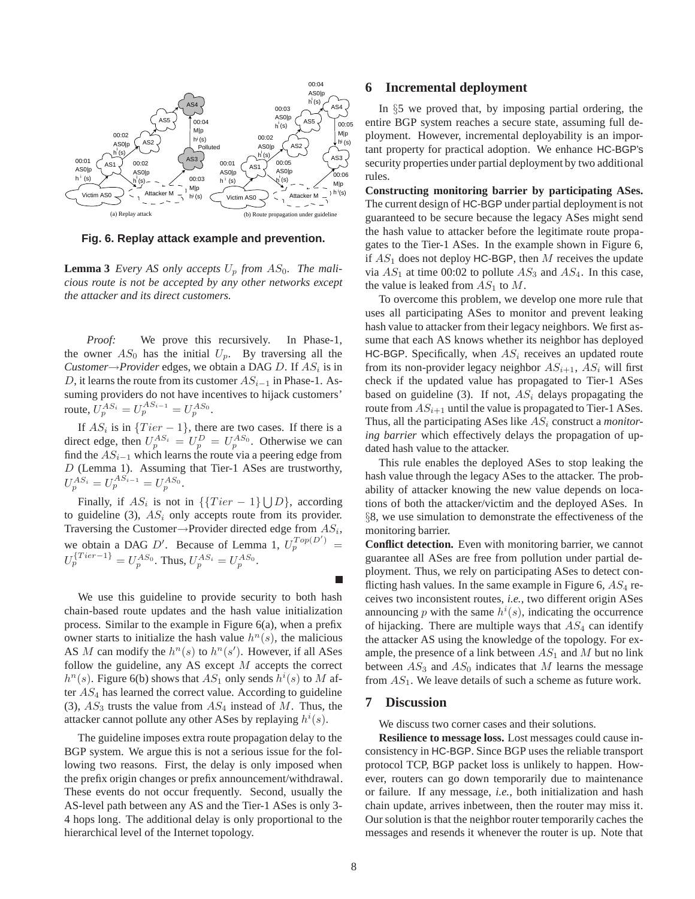Fig. 6. Replay attack example and prevention.

**Lemma 3** *Every AS only accepts $U_p$ from $AS_0$. The malicious route is not be accepted by any other networks except the attacker and its direct customers.*

*Proof:* We prove this recursively. In Phase-1, the owner $AS_0$ has the initial $U_p$. By traversing all the *Customer→Provider* edges, we obtain a DAG $D$. If $AS_i$ is in $D$, it learns the route from its customer $AS_{i-1}$ in Phase-1. Assuming providers do not have incentives to hijack customers' route, $U_p^{AS_i} = U_p^{AS_{i-1}} = U_p^{AS_0}$.

If $AS_i$ is in $\{Tier-1\}$, there are two cases. If there is a direct edge, then $U_p^{AS_i} = U_p^D = U_p^{AS_0}$. Otherwise we can find the $AS_{i-1}$ which learns the route via a peering edge from $D$ (Lemma 1). Assuming that Tier-1 ASes are trustworthy, $U_p^{AS_i} = U_p^{AS_{i-1}} = U_p^{AS_0}$.

Finally, if $AS_i$ is not in $\{\{Tier-1\} \bigcup D\}$, according to guideline (3), $AS_i$ only accepts route from its provider. Traversing the Customer→Provider directed edge from $AS_i$, we obtain a DAG $D'$. Because of Lemma 1, $U_p^{Top(D')} = U_p^{\{Tier-1\}} = U_p^{AS_0}$. Thus, $U_p^{AS_i} = U_p^{AS_0}$. ■

We use this guideline to provide security to both hash chain-based route updates and the hash value initialization process. Similar to the example in Figure 6(a), when a prefix owner starts to initialize the hash value $h^n(s)$, the malicious AS $M$ can modify the $h^n(s)$ to $h^n(s')$. However, if all ASes follow the guideline, any AS except $M$ accepts the correct $h^n(s)$. Figure 6(b) shows that $AS_1$ only sends $h^i(s)$ to $M$ after $AS_4$ has learned the correct value. According to guideline (3), $AS_3$ trusts the value from $AS_4$ instead of $M$. Thus, the attacker cannot pollute any other ASes by replaying $h^i(s)$.

The guideline imposes extra route propagation delay to the BGP system. We argue this is not a serious issue for the following two reasons. First, the delay is only imposed when the prefix origin changes or prefix announcement/withdrawal. These events do not occur frequently. Second, usually the AS-level path between any AS and the Tier-1 ASes is only 3-4 hops long. The additional delay is only proportional to the hierarchical level of the Internet topology.

## 6 Incremental deployment

In §5 we proved that, by imposing partial ordering, the entire BGP system reaches a secure state, assuming full deployment. However, incremental deployability is an important property for practical adoption. We enhance HC-BGP's security properties under partial deployment by two additional rules.

**Constructing monitoring barrier by participating ASes.** The current design of HC-BGP under partial deployment is not guaranteed to be secure because the legacy ASes might send the hash value to attacker before the legitimate route propagates to the Tier-1 ASes. In the example shown in Figure 6, if $AS_1$ does not deploy HC-BGP, then $M$ receives the update via $AS_1$ at time 00:02 to pollute $AS_3$ and $AS_4$. In this case, the value is leaked from $AS_1$ to $M$.

To overcome this problem, we develop one more rule that uses all participating ASes to monitor and prevent leaking hash value to attacker from their legacy neighbors. We first assume that each AS knows whether its neighbor has deployed HC-BGP. Specifically, when $AS_i$ receives an updated route from its non-provider legacy neighbor $AS_{i+1}$, $AS_i$ will first check if the updated value has propagated to Tier-1 ASes based on guideline (3). If not, $AS_i$ delays propagating the route from $AS_{i+1}$ until the value is propagated to Tier-1 ASes. Thus, all the participating ASes like $AS_i$ construct a *monitoring barrier* which effectively delays the propagation of updated hash value to the attacker.

This rule enables the deployed ASes to stop leaking the hash value through the legacy ASes to the attacker. The probability of attacker knowing the new value depends on locations of both the attacker/victim and the deployed ASes. In §8, we use simulation to demonstrate the effectiveness of the monitoring barrier.

**Conflict detection.** Even with monitoring barrier, we cannot guarantee all ASes are free from pollution under partial deployment. Thus, we rely on participating ASes to detect conflicting hash values. In the same example in Figure 6, $AS_4$ receives two inconsistent routes, *i.e.*, two different origin ASes announcing $p$ with the same $h^i(s)$, indicating the occurrence of hijacking. There are multiple ways that $AS_4$ can identify the attacker AS using the knowledge of the topology. For example, the presence of a link between $AS_1$ and $M$ but no link between $AS_3$ and $AS_0$ indicates that $M$ learns the message from $AS_1$. We leave details of such a scheme as future work.

## 7 Discussion

We discuss two corner cases and their solutions.

**Resilience to message loss.** Lost messages could cause inconsistency in HC-BGP. Since BGP uses the reliable transport protocol TCP, BGP packet loss is unlikely to happen. However, routers can go down temporarily due to maintenance or failure. If any message, *i.e.*, both initialization and hash chain update, arrives inbetween, then the router may miss it. Our solution is that the neighbor router temporarily caches the messages and resends it whenever the router is up. Note that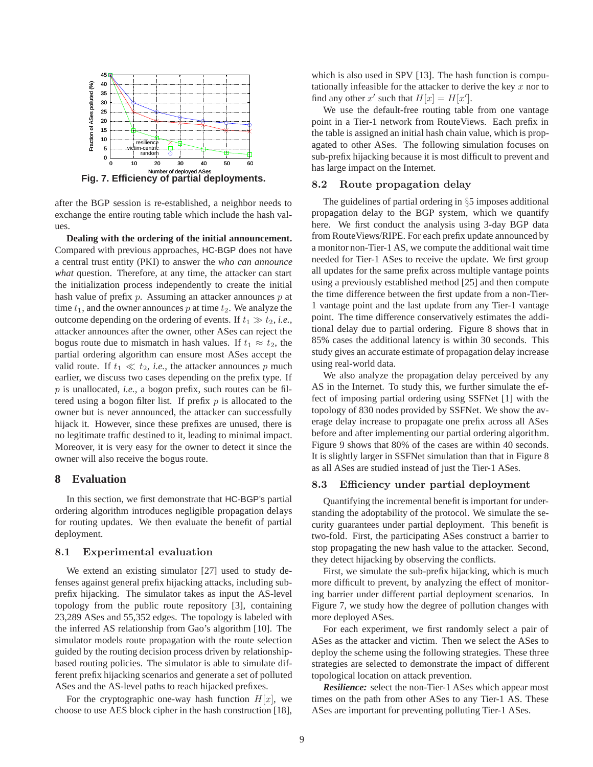Fig. 7. Efficiency of partial deployments.

after the BGP session is re-established, a neighbor needs to exchange the entire routing table which include the hash values.

**Dealing with the ordering of the initial announcement.** Compared with previous approaches, HC-BGP does not have a central trust entity (PKI) to answer the *who can announce what* question. Therefore, at any time, the attacker can start the initialization process independently to create the initial hash value of prefix $p$. Assuming an attacker announces $p$ at time $t_1$, and the owner announces $p$ at time $t_2$. We analyze the outcome depending on the ordering of events. If $t_1 \gg t_2$, *i.e.,* attacker announces after the owner, other ASes can reject the bogus route due to mismatch in hash values. If $t_1 \approx t_2$, the partial ordering algorithm can ensure most ASes accept the valid route. If $t_1 \ll t_2$, *i.e.,* the attacker announces $p$ much earlier, we discuss two cases depending on the prefix type. If $p$ is unallocated, *i.e.,* a bogon prefix, such routes can be filtered using a bogon filter list. If prefix $p$ is allocated to the owner but is never announced, the attacker can successfully hijack it. However, since these prefixes are unused, there is no legitimate traffic destined to it, leading to minimal impact. Moreover, it is very easy for the owner to detect it since the owner will also receive the bogus route.

## 8 Evaluation

In this section, we first demonstrate that HC-BGP's partial ordering algorithm introduces negligible propagation delays for routing updates. We then evaluate the benefit of partial deployment.

### 8.1 Experimental evaluation

We extend an existing simulator [27] used to study defenses against general prefix hijacking attacks, including sub-prefix hijacking. The simulator takes as input the AS-level topology from the public route repository [3], containing 23,289 ASes and 55,352 edges. The topology is labeled with the inferred AS relationship from Gao's algorithm [10]. The simulator models route propagation with the route selection guided by the routing decision process driven by relationship-based routing policies. The simulator is able to simulate different prefix hijacking scenarios and generate a set of polluted ASes and the AS-level paths to reach hijacked prefixes.

For the cryptographic one-way hash function $H[x]$, we choose to use AES block cipher in the hash construction [18], which is also used in SPV [13]. The hash function is computationally infeasible for the attacker to derive the key $x$ nor to find any other $x'$ such that $H[x] = H[x']$.

We use the default-free routing table from one vantage point in a Tier-1 network from RouteViews. Each prefix in the table is assigned an initial hash chain value, which is propagated to other ASes. The following simulation focuses on sub-prefix hijacking because it is most difficult to prevent and has large impact on the Internet.

### 8.2 Route propagation delay

The guidelines of partial ordering in §5 imposes additional propagation delay to the BGP system, which we quantify here. We first conduct the analysis using 3-day BGP data from RouteViews/RIPE. For each prefix update announced by a monitor non-Tier-1 AS, we compute the additional wait time needed for Tier-1 ASes to receive the update. We first group all updates for the same prefix across multiple vantage points using a previously established method [25] and then compute the time difference between the first update from a non-Tier-1 vantage point and the last update from any Tier-1 vantage point. The time difference conservatively estimates the additional delay due to partial ordering. Figure 8 shows that in 85% cases the additional latency is within 30 seconds. This study gives an accurate estimate of propagation delay increase using real-world data.

We also analyze the propagation delay perceived by any AS in the Internet. To study this, we further simulate the effect of imposing partial ordering using SSFNet [1] with the topology of 830 nodes provided by SSFNet. We show the average delay increase to propagate one prefix across all ASes before and after implementing our partial ordering algorithm. Figure 9 shows that 80% of the cases are within 40 seconds. It is slightly larger in SSFNet simulation than that in Figure 8 as all ASes are studied instead of just the Tier-1 ASes.

### 8.3 Efficiency under partial deployment

Quantifying the incremental benefit is important for understanding the adoptability of the protocol. We simulate the security guarantees under partial deployment. This benefit is two-fold. First, the participating ASes construct a barrier to stop propagating the new hash value to the attacker. Second, they detect hijacking by observing the conflicts.

First, we simulate the sub-prefix hijacking, which is much more difficult to prevent, by analyzing the effect of monitoring barrier under different partial deployment scenarios. In Figure 7, we study how the degree of pollution changes with more deployed ASes.

For each experiment, we first randomly select a pair of ASes as the attacker and victim. Then we select the ASes to deploy the scheme using the following strategies. These three strategies are selected to demonstrate the impact of different topological location on attack prevention.

***Resilience:*** select the non-Tier-1 ASes which appear most times on the path from other ASes to any Tier-1 AS. These ASes are important for preventing polluting Tier-1 ASes.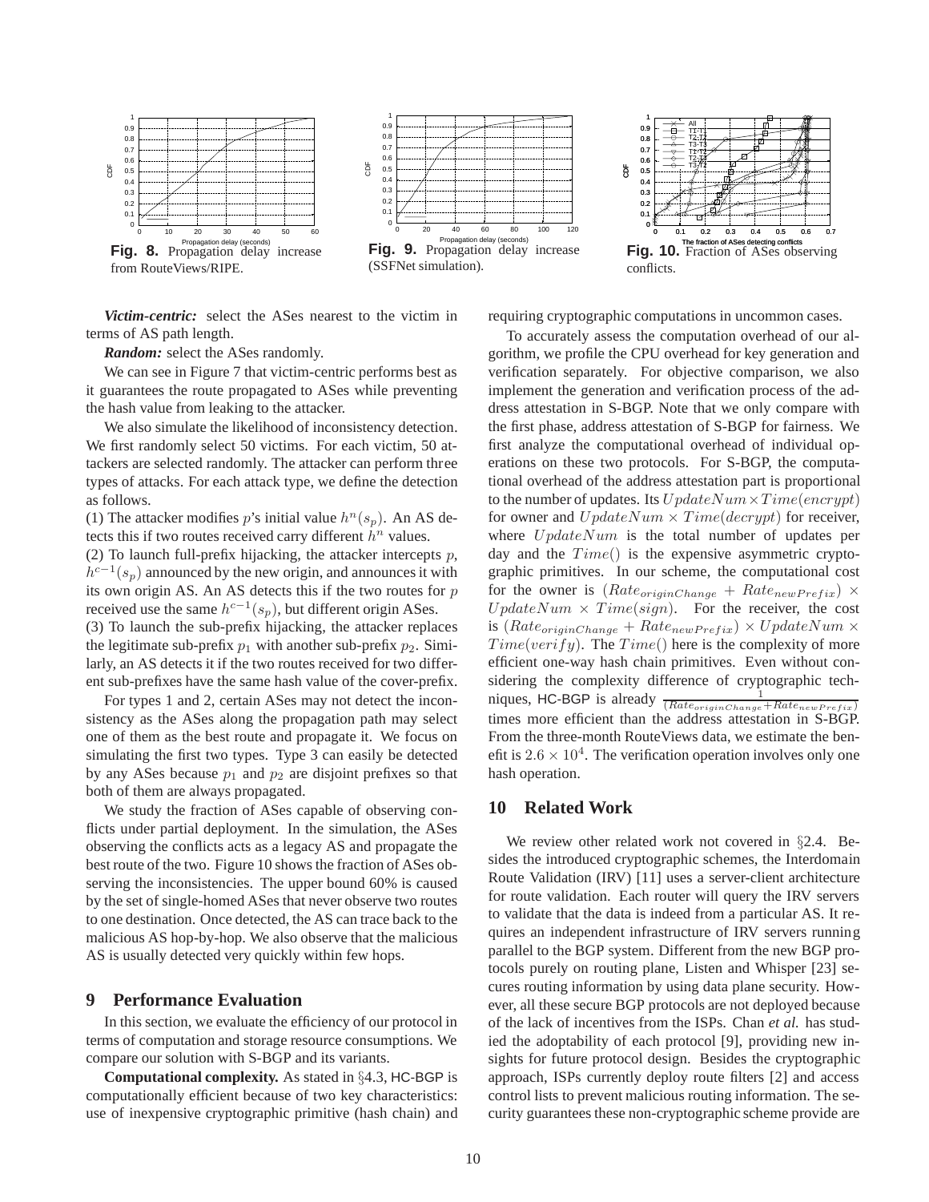Fig. 8. Propagation delay increase from RouteViews/RIPE.

Fig. 9. Propagation delay increase (SSFNet simulation).

Fig. 10. Fraction of ASes observing conflicts.

***Victim-centric:*** select the ASes nearest to the victim in terms of AS path length.

***Random:*** select the ASes randomly.

We can see in Figure 7 that victim-centric performs best as it guarantees the route propagated to ASes while preventing the hash value from leaking to the attacker.

We also simulate the likelihood of inconsistency detection. We first randomly select 50 victims. For each victim, 50 attackers are selected randomly. The attacker can perform three types of attacks. For each attack type, we define the detection as follows.

(1) The attacker modifies $p$'s initial value $h^n(s_p)$. An AS detects this if two routes received carry different $h^n$ values.

(2) To launch full-prefix hijacking, the attacker intercepts $p$, $h^{c-1}(s_p)$ announced by the new origin, and announces it with its own origin AS. An AS detects this if the two routes for $p$ received use the same $h^{c-1}(s_p)$, but different origin ASes.

(3) To launch the sub-prefix hijacking, the attacker replaces the legitimate sub-prefix $p_1$ with another sub-prefix $p_2$. Similarly, an AS detects it if the two routes received for two different sub-prefixes have the same hash value of the cover-prefix.

For types 1 and 2, certain ASes may not detect the inconsistency as the ASes along the propagation path may select one of them as the best route and propagate it. We focus on simulating the first two types. Type 3 can easily be detected by any ASes because $p_1$ and $p_2$ are disjoint prefixes so that both of them are always propagated.

We study the fraction of ASes capable of observing conflicts under partial deployment. In the simulation, the ASes observing the conflicts acts as a legacy AS and propagate the best route of the two. Figure 10 shows the fraction of ASes observing the inconsistencies. The upper bound 60% is caused by the set of single-homed ASes that never observe two routes to one destination. Once detected, the AS can trace back to the malicious AS hop-by-hop. We also observe that the malicious AS is usually detected very quickly within few hops.

## 9 Performance Evaluation

In this section, we evaluate the efficiency of our protocol in terms of computation and storage resource consumptions. We compare our solution with S-BGP and its variants.

**Computational complexity.** As stated in §4.3, HC-BGP is computationally efficient because of two key characteristics: use of inexpensive cryptographic primitive (hash chain) and requiring cryptographic computations in uncommon cases.

To accurately assess the computation overhead of our algorithm, we profile the CPU overhead for key generation and verification separately. For objective comparison, we also implement the generation and verification process of the address attestation in S-BGP. Note that we only compare with the first phase, address attestation of S-BGP for fairness. We first analyze the computational overhead of individual operations on these two protocols. For S-BGP, the computational overhead of the address attestation part is proportional to the number of updates. Its $UpdateNum \times Time(encrypt)$ for owner and $UpdateNum \times Time(decrypt)$ for receiver, where $UpdateNum$ is the total number of updates per day and the $Time()$ is the expensive asymmetric cryptographic primitives. In our scheme, the computational cost for the owner is $(Rate_{originChange} + Rate_{newPrefix}) \times UpdateNum \times Time(sign)$. For the receiver, the cost is $(Rate_{originChange} + Rate_{newPrefix}) \times UpdateNum \times Time(verify)$. The $Time()$ here is the complexity of more efficient one-way hash chain primitives. Even without considering the complexity difference of cryptographic techniques, HC-BGP is already $\frac{1}{(Rate_{originChange}+Rate_{newPrefix})}$ times more efficient than the address attestation in S-BGP. From the three-month RouteViews data, we estimate the benefit is $2.6 \times 10^4$. The verification operation involves only one hash operation.

## 10 Related Work

We review other related work not covered in §2.4. Besides the introduced cryptographic schemes, the Interdomain Route Validation (IRV) [11] uses a server-client architecture for route validation. Each router will query the IRV servers to validate that the data is indeed from a particular AS. It requires an independent infrastructure of IRV servers running parallel to the BGP system. Different from the new BGP protocols purely on routing plane, Listen and Whisper [23] secures routing information by using data plane security. However, all these secure BGP protocols are not deployed because of the lack of incentives from the ISPs. Chan *et al.* has studied the adoptability of each protocol [9], providing new insights for future protocol design. Besides the cryptographic approach, ISPs currently deploy route filters [2] and access control lists to prevent malicious routing information. The security guarantees these non-cryptographic scheme provide are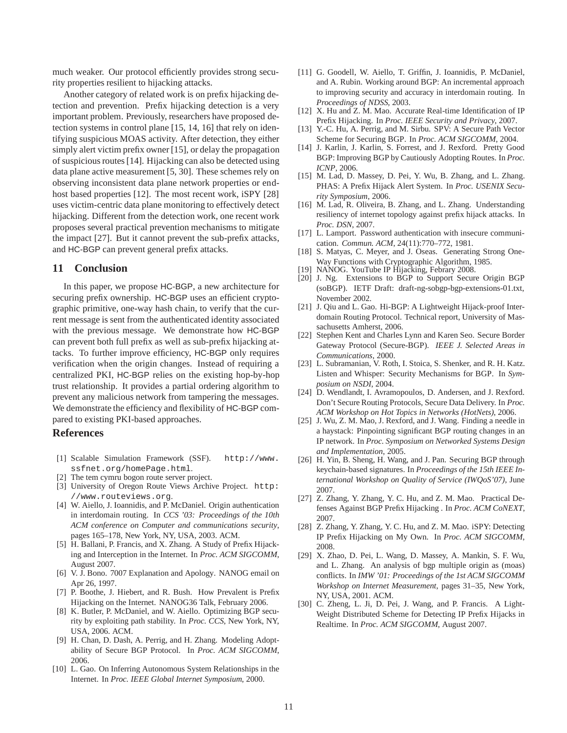much weaker. Our protocol efficiently provides strong security properties resilient to hijacking attacks.

Another category of related work is on prefix hijacking detection and prevention. Prefix hijacking detection is a very important problem. Previously, researchers have proposed detection systems in control plane [15, 14, 16] that rely on identifying suspicious MOAS activity. After detection, they either simply alert victim prefix owner [15], or delay the propagation of suspicious routes [14]. Hijacking can also be detected using data plane active measurement [5, 30]. These schemes rely on observing inconsistent data plane network properties or end-host based properties [12]. The most recent work, iSPY [28] uses victim-centric data plane monitoring to effectively detect hijacking. Different from the detection work, one recent work proposes several practical prevention mechanisms to mitigate the impact [27]. But it cannot prevent the sub-prefix attacks, and HC-BGP can prevent general prefix attacks.

## 11 Conclusion

In this paper, we propose HC-BGP, a new architecture for securing prefix ownership. HC-BGP uses an efficient cryptographic primitive, one-way hash chain, to verify that the current message is sent from the authenticated identity associated with the previous message. We demonstrate how HC-BGP can prevent both full prefix as well as sub-prefix hijacking attacks. To further improve efficiency, HC-BGP only requires verification when the origin changes. Instead of requiring a centralized PKI, HC-BGP relies on the existing hop-by-hop trust relationship. It provides a partial ordering algorithm to prevent any malicious network from tampering the messages. We demonstrate the efficiency and flexibility of HC-BGP compared to existing PKI-based approaches.

## References

[1] Scalable Simulation Framework (SSF). http://www.ssfnet.org/homePage.html.

[2] The tem cymru bogon route server project.

[3] University of Oregon Route Views Archive Project. http://www.routeviews.org.

[4] W. Aiello, J. Ioannidis, and P. McDaniel. Origin authentication in interdomain routing. In *CCS '03: Proceedings of the 10th ACM conference on Computer and communications security*, pages 165–178, New York, NY, USA, 2003. ACM.

[5] H. Ballani, P. Francis, and X. Zhang. A Study of Prefix Hijacking and Interception in the Internet. In *Proc. ACM SIGCOMM*, August 2007.

[6] V. J. Bono. 7007 Explanation and Apology. NANOG email on Apr 26, 1997.

[7] P. Boothe, J. Hiebert, and R. Bush. How Prevalent is Prefix Hijacking on the Internet. NANOG36 Talk, February 2006.

[8] K. Butler, P. McDaniel, and W. Aiello. Optimizing BGP security by exploiting path stability. In *Proc. CCS*, New York, NY, USA, 2006. ACM.

[9] H. Chan, D. Dash, A. Perrig, and H. Zhang. Modeling Adoptability of Secure BGP Protocol. In *Proc. ACM SIGCOMM*, 2006.

[10] L. Gao. On Inferring Autonomous System Relationships in the Internet. In *Proc. IEEE Global Internet Symposium*, 2000.

[11] G. Goodell, W. Aiello, T. Griffin, J. Ioannidis, P. McDaniel, and A. Rubin. Working around BGP: An incremental approach to improving security and accuracy in interdomain routing. In *Proceedings of NDSS*, 2003.

[12] X. Hu and Z. M. Mao. Accurate Real-time Identification of IP Prefix Hijacking. In *Proc. IEEE Security and Privacy*, 2007.

[13] Y.-C. Hu, A. Perrig, and M. Sirbu. SPV: A Secure Path Vector Scheme for Securing BGP. In *Proc. ACM SIGCOMM*, 2004.

[14] J. Karlin, J. Karlin, S. Forrest, and J. Rexford. Pretty Good BGP: Improving BGP by Cautiously Adopting Routes. In *Proc. ICNP*, 2006.

[15] M. Lad, D. Massey, D. Pei, Y. Wu, B. Zhang, and L. Zhang. PHAS: A Prefix Hijack Alert System. In *Proc. USENIX Security Symposium*, 2006.

[16] M. Lad, R. Oliveira, B. Zhang, and L. Zhang. Understanding resiliency of internet topology against prefix hijack attacks. In *Proc. DSN*, 2007.

[17] L. Lamport. Password authentication with insecure communication. *Commun. ACM*, 24(11):770–772, 1981.

[18] S. Matyas, C. Meyer, and J. Oseas. Generating Strong One-Way Functions with Cryptographic Algorithm, 1985.

[19] NANOG. YouTube IP Hijacking, Febrary 2008.

[20] J. Ng. Extensions to BGP to Support Secure Origin BGP (soBGP). IETF Draft: draft-ng-sobgp-bgp-extensions-01.txt, November 2002.

[21] J. Qiu and L. Gao. Hi-BGP: A Lightweight Hijack-proof Interdomain Routing Protocol. Technical report, University of Massachusetts Amherst, 2006.

[22] Stephen Kent and Charles Lynn and Karen Seo. Secure Border Gateway Protocol (Secure-BGP). *IEEE J. Selected Areas in Communications*, 2000.

[23] L. Subramanian, V. Roth, I. Stoica, S. Shenker, and R. H. Katz. Listen and Whisper: Security Mechanisms for BGP. In *Symposium on NSDI*, 2004.

[24] D. Wendlandt, I. Avramopoulos, D. Andersen, and J. Rexford. Don't Secure Routing Protocols, Secure Data Delivery. In *Proc. ACM Workshop on Hot Topics in Networks (HotNets)*, 2006.

[25] J. Wu, Z. M. Mao, J. Rexford, and J. Wang. Finding a needle in a haystack: Pinpointing significant BGP routing changes in an IP network. In *Proc. Symposium on Networked Systems Design and Implementation*, 2005.

[26] H. Yin, B. Sheng, H. Wang, and J. Pan. Securing BGP through keychain-based signatures. In *Proceedings of the 15th IEEE International Workshop on Quality of Service (IWQoS'07)*, June 2007.

[27] Z. Zhang, Y. Zhang, Y. C. Hu, and Z. M. Mao. Practical Defenses Against BGP Prefix Hijacking . In *Proc. ACM CoNEXT*, 2007.

[28] Z. Zhang, Y. Zhang, Y. C. Hu, and Z. M. Mao. iSPY: Detecting IP Prefix Hijacking on My Own. In *Proc. ACM SIGCOMM*, 2008.

[29] X. Zhao, D. Pei, L. Wang, D. Massey, A. Mankin, S. F. Wu, and L. Zhang. An analysis of bgp multiple origin as (moas) conflicts. In *IMW '01: Proceedings of the 1st ACM SIGCOMM Workshop on Internet Measurement*, pages 31–35, New York, NY, USA, 2001. ACM.

[30] C. Zheng, L. Ji, D. Pei, J. Wang, and P. Francis. A Light-Weight Distributed Scheme for Detecting IP Prefix Hijacks in Realtime. In *Proc. ACM SIGCOMM*, August 2007.